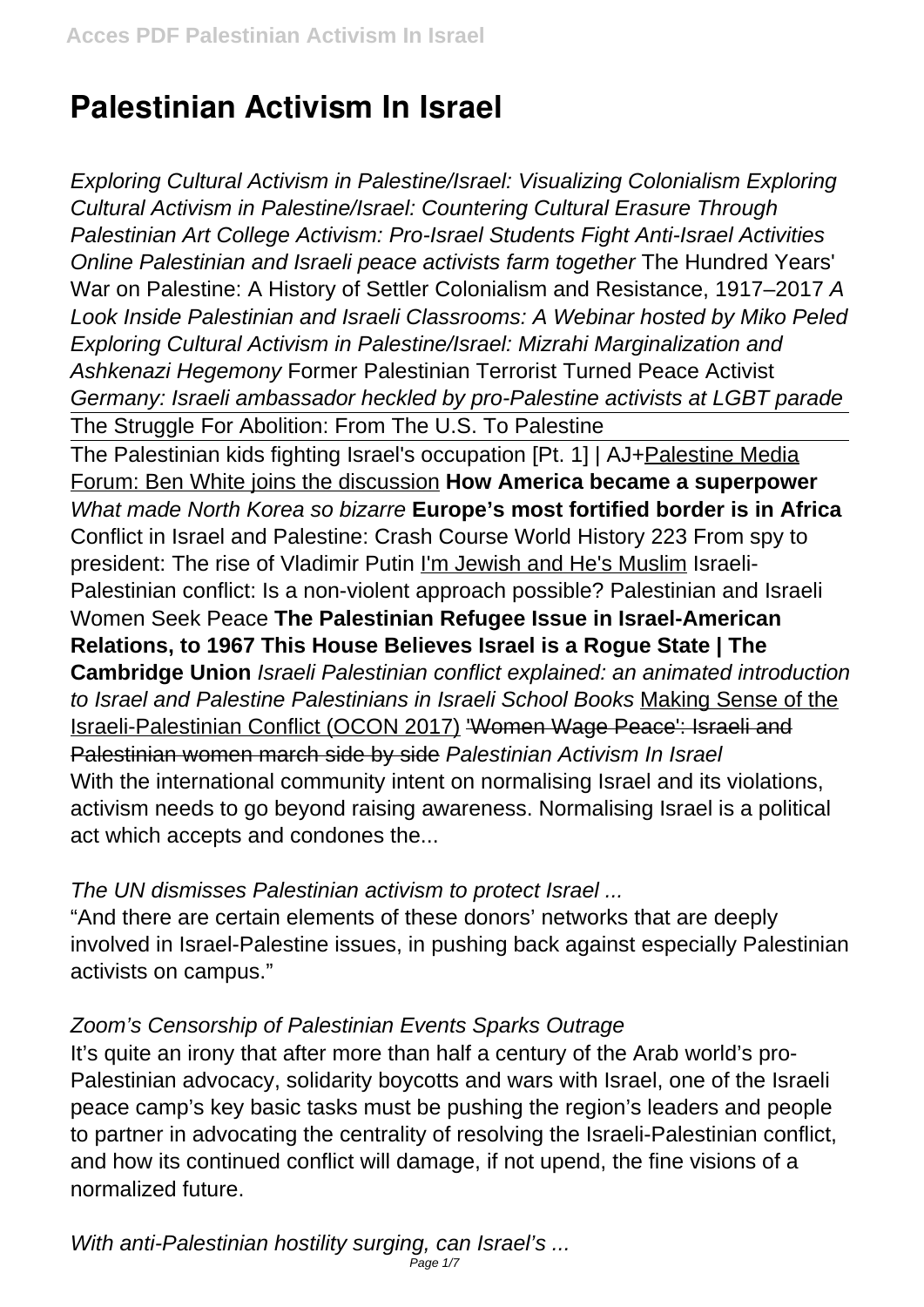# Palestinian Activism In Israel

*Exploring Cultural Activism in Palestine/Israel: Visualizing Colonialism Exploring Cultural Activism in Palestine/Israel: Countering Cultural Erasure Through Palestinian Art College Activism: Pro-Israel Students Fight Anti-Israel Activities Online Palestinian and Israeli peace activists farm together* The Hundred Years' War on Palestine: A History of Settler Colonialism and Resistance, 1917–2017 *A Look Inside Palestinian and Israeli Classrooms: A Webinar hosted by Miko Peled Exploring Cultural Activism in Palestine/Israel: Mizrahi Marginalization and Ashkenazi Hegemony* Former Palestinian Terrorist Turned Peace Activist *Germany: Israeli ambassador heckled by pro-Palestine activists at LGBT parade*

The Struggle For Abolition: From The U.S. To Palestine

The Palestinian kids fighting Israel's occupation [Pt. 1] | AJ+Palestine Media Forum: Ben White joins the discussion **How America became a superpower** *What made North Korea so bizarre* **Europe's most fortified border is in Africa** Conflict in Israel and Palestine: Crash Course World History 223 From spy to president: The rise of Vladimir Putin I'm Jewish and He's Muslim Israeli-Palestinian conflict: Is a non-violent approach possible? Palestinian and Israeli Women Seek Peace **The Palestinian Refugee Issue in Israel-American Relations, to 1967 This House Believes Israel is a Rogue State | The Cambridge Union** *Israeli Palestinian conflict explained: an animated introduction to Israel and Palestine Palestinians in Israeli School Books* Making Sense of the Israeli-Palestinian Conflict (OCON 2017) ~~'Women Wage Peace': Israeli and Palestinian women march side by side~~ *Palestinian Activism In Israel*

With the international community intent on normalising Israel and its violations, activism needs to go beyond raising awareness. Normalising Israel is a political act which accepts and condones the...

*The UN dismisses Palestinian activism to protect Israel ...*

"And there are certain elements of these donors' networks that are deeply involved in Israel-Palestine issues, in pushing back against especially Palestinian activists on campus."

*Zoom's Censorship of Palestinian Events Sparks Outrage*

It's quite an irony that after more than half a century of the Arab world's pro-Palestinian advocacy, solidarity boycotts and wars with Israel, one of the Israeli peace camp's key basic tasks must be pushing the region's leaders and people to partner in advocating the centrality of resolving the Israeli-Palestinian conflict, and how its continued conflict will damage, if not upend, the fine visions of a normalized future.

*With anti-Palestinian hostility surging, can Israel's ...*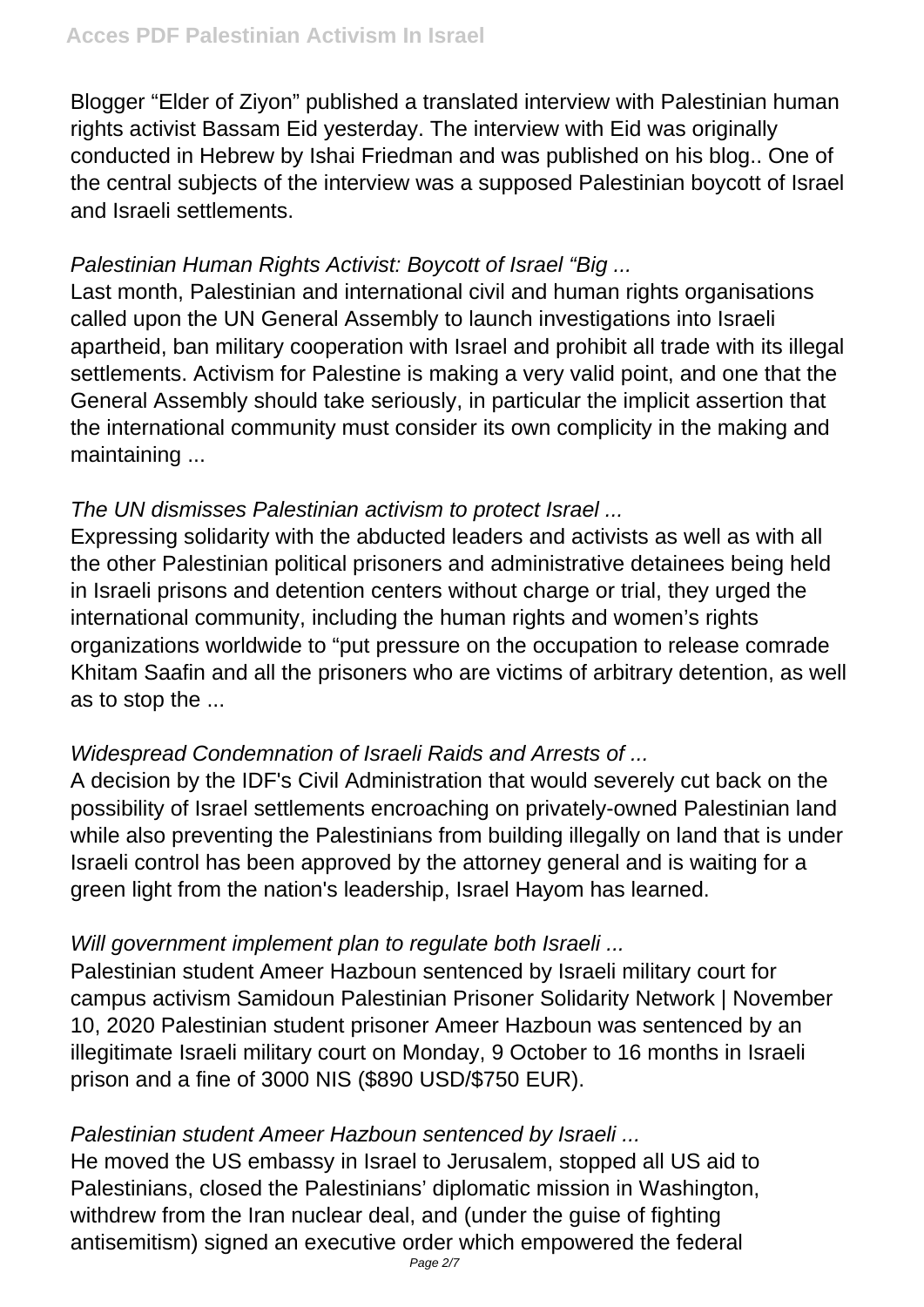Blogger “Elder of Ziyon” published a translated interview with Palestinian human rights activist Bassam Eid yesterday. The interview with Eid was originally conducted in Hebrew by Ishai Friedman and was published on his blog.. One of the central subjects of the interview was a supposed Palestinian boycott of Israel and Israeli settlements.

*Palestinian Human Rights Activist: Boycott of Israel “Big ...*

Last month, Palestinian and international civil and human rights organisations called upon the UN General Assembly to launch investigations into Israeli apartheid, ban military cooperation with Israel and prohibit all trade with its illegal settlements. Activism for Palestine is making a very valid point, and one that the General Assembly should take seriously, in particular the implicit assertion that the international community must consider its own complicity in the making and maintaining ...

*The UN dismisses Palestinian activism to protect Israel ...*

Expressing solidarity with the abducted leaders and activists as well as with all the other Palestinian political prisoners and administrative detainees being held in Israeli prisons and detention centers without charge or trial, they urged the international community, including the human rights and women’s rights organizations worldwide to “put pressure on the occupation to release comrade Khitam Saafin and all the prisoners who are victims of arbitrary detention, as well as to stop the ...

*Widespread Condemnation of Israeli Raids and Arrests of ...*

A decision by the IDF's Civil Administration that would severely cut back on the possibility of Israel settlements encroaching on privately-owned Palestinian land while also preventing the Palestinians from building illegally on land that is under Israeli control has been approved by the attorney general and is waiting for a green light from the nation's leadership, Israel Hayom has learned.

*Will government implement plan to regulate both Israeli ...*

Palestinian student Ameer Hazboun sentenced by Israeli military court for campus activism Samidoun Palestinian Prisoner Solidarity Network | November 10, 2020 Palestinian student prisoner Ameer Hazboun was sentenced by an illegitimate Israeli military court on Monday, 9 October to 16 months in Israeli prison and a fine of 3000 NIS ($890 USD/$750 EUR).

*Palestinian student Ameer Hazboun sentenced by Israeli ...*

He moved the US embassy in Israel to Jerusalem, stopped all US aid to Palestinians, closed the Palestinians’ diplomatic mission in Washington, withdrew from the Iran nuclear deal, and (under the guise of fighting antisemitism) signed an executive order which empowered the federal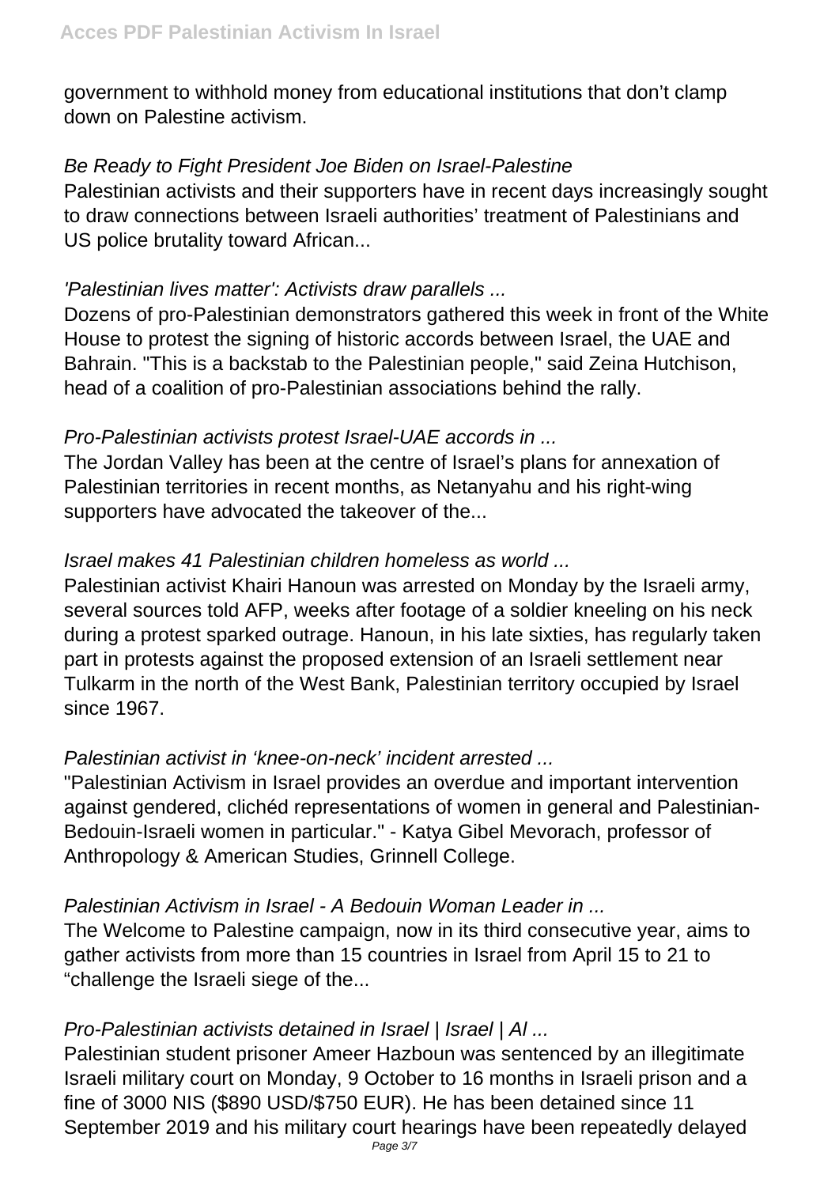government to withhold money from educational institutions that don't clamp down on Palestine activism.

*Be Ready to Fight President Joe Biden on Israel-Palestine*

Palestinian activists and their supporters have in recent days increasingly sought to draw connections between Israeli authorities' treatment of Palestinians and US police brutality toward African...

*'Palestinian lives matter': Activists draw parallels ...*

Dozens of pro-Palestinian demonstrators gathered this week in front of the White House to protest the signing of historic accords between Israel, the UAE and Bahrain. "This is a backstab to the Palestinian people," said Zeina Hutchison, head of a coalition of pro-Palestinian associations behind the rally.

*Pro-Palestinian activists protest Israel-UAE accords in ...*

The Jordan Valley has been at the centre of Israel's plans for annexation of Palestinian territories in recent months, as Netanyahu and his right-wing supporters have advocated the takeover of the...

*Israel makes 41 Palestinian children homeless as world ...*

Palestinian activist Khairi Hanoun was arrested on Monday by the Israeli army, several sources told AFP, weeks after footage of a soldier kneeling on his neck during a protest sparked outrage. Hanoun, in his late sixties, has regularly taken part in protests against the proposed extension of an Israeli settlement near Tulkarm in the north of the West Bank, Palestinian territory occupied by Israel since 1967.

*Palestinian activist in 'knee-on-neck' incident arrested ...*

"Palestinian Activism in Israel provides an overdue and important intervention against gendered, clichéd representations of women in general and Palestinian-Bedouin-Israeli women in particular." - Katya Gibel Mevorach, professor of Anthropology & American Studies, Grinnell College.

*Palestinian Activism in Israel - A Bedouin Woman Leader in ...*

The Welcome to Palestine campaign, now in its third consecutive year, aims to gather activists from more than 15 countries in Israel from April 15 to 21 to "challenge the Israeli siege of the...

*Pro-Palestinian activists detained in Israel | Israel | Al ...*

Palestinian student prisoner Ameer Hazboun was sentenced by an illegitimate Israeli military court on Monday, 9 October to 16 months in Israeli prison and a fine of 3000 NIS ($890 USD/$750 EUR). He has been detained since 11 September 2019 and his military court hearings have been repeatedly delayed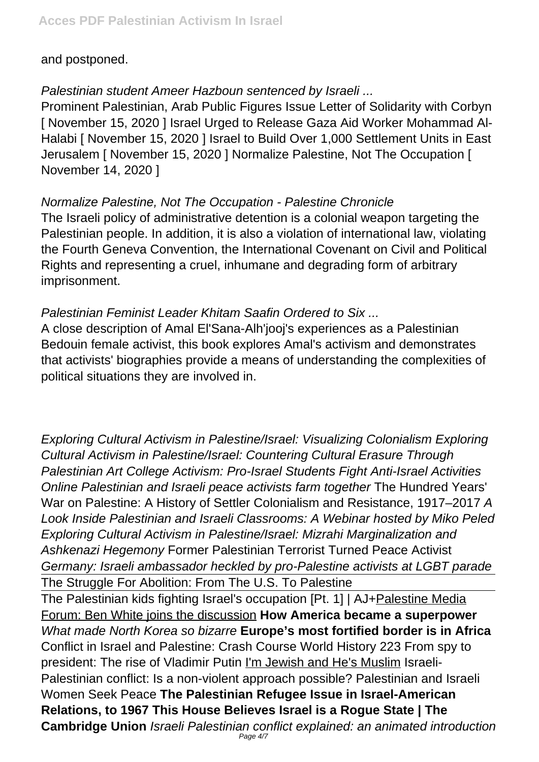and postponed.

*Palestinian student Ameer Hazboun sentenced by Israeli ...*

Prominent Palestinian, Arab Public Figures Issue Letter of Solidarity with Corbyn [ November 15, 2020 ] Israel Urged to Release Gaza Aid Worker Mohammad Al-Halabi [ November 15, 2020 ] Israel to Build Over 1,000 Settlement Units in East Jerusalem [ November 15, 2020 ] Normalize Palestine, Not The Occupation [ November 14, 2020 ]

*Normalize Palestine, Not The Occupation - Palestine Chronicle*

The Israeli policy of administrative detention is a colonial weapon targeting the Palestinian people. In addition, it is also a violation of international law, violating the Fourth Geneva Convention, the International Covenant on Civil and Political Rights and representing a cruel, inhumane and degrading form of arbitrary imprisonment.

*Palestinian Feminist Leader Khitam Saafin Ordered to Six ...*

A close description of Amal El'Sana-Alh'jooj's experiences as a Palestinian Bedouin female activist, this book explores Amal's activism and demonstrates that activists' biographies provide a means of understanding the complexities of political situations they are involved in.

*Exploring Cultural Activism in Palestine/Israel: Visualizing Colonialism Exploring Cultural Activism in Palestine/Israel: Countering Cultural Erasure Through Palestinian Art College Activism: Pro-Israel Students Fight Anti-Israel Activities Online Palestinian and Israeli peace activists farm together* The Hundred Years' War on Palestine: A History of Settler Colonialism and Resistance, 1917–2017 *A Look Inside Palestinian and Israeli Classrooms: A Webinar hosted by Miko Peled Exploring Cultural Activism in Palestine/Israel: Mizrahi Marginalization and Ashkenazi Hegemony* Former Palestinian Terrorist Turned Peace Activist *Germany: Israeli ambassador heckled by pro-Palestine activists at LGBT parade* The Struggle For Abolition: From The U.S. To Palestine

The Palestinian kids fighting Israel's occupation [Pt. 1] | AJ+Palestine Media Forum: Ben White joins the discussion **How America became a superpower** *What made North Korea so bizarre* **Europe's most fortified border is in Africa** Conflict in Israel and Palestine: Crash Course World History 223 From spy to president: The rise of Vladimir Putin I'm Jewish and He's Muslim Israeli-Palestinian conflict: Is a non-violent approach possible? Palestinian and Israeli Women Seek Peace **The Palestinian Refugee Issue in Israel-American Relations, to 1967 This House Believes Israel is a Rogue State | The Cambridge Union** *Israeli Palestinian conflict explained: an animated introduction*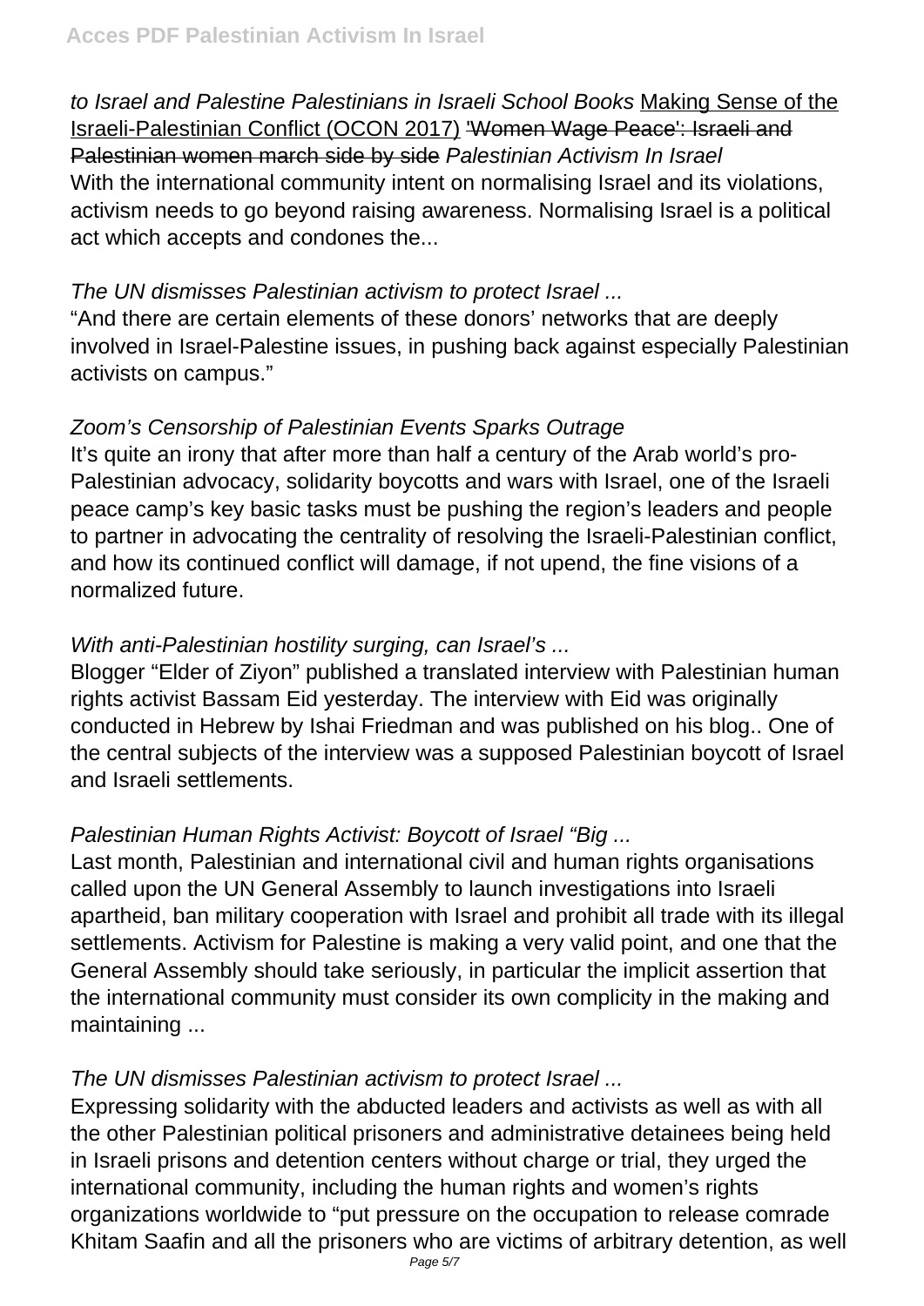*to Israel and Palestine Palestinians in Israeli School Books* Making Sense of the Israeli-Palestinian Conflict (OCON 2017) ~~'Women Wage Peace': Israeli and Palestinian women march side by side~~ *Palestinian Activism In Israel*
With the international community intent on normalising Israel and its violations, activism needs to go beyond raising awareness. Normalising Israel is a political act which accepts and condones the...

*The UN dismisses Palestinian activism to protect Israel ...*
"And there are certain elements of these donors' networks that are deeply involved in Israel-Palestine issues, in pushing back against especially Palestinian activists on campus."

*Zoom's Censorship of Palestinian Events Sparks Outrage*
It's quite an irony that after more than half a century of the Arab world's pro-Palestinian advocacy, solidarity boycotts and wars with Israel, one of the Israeli peace camp's key basic tasks must be pushing the region's leaders and people to partner in advocating the centrality of resolving the Israeli-Palestinian conflict, and how its continued conflict will damage, if not upend, the fine visions of a normalized future.

*With anti-Palestinian hostility surging, can Israel's ...*
Blogger "Elder of Ziyon" published a translated interview with Palestinian human rights activist Bassam Eid yesterday. The interview with Eid was originally conducted in Hebrew by Ishai Friedman and was published on his blog.. One of the central subjects of the interview was a supposed Palestinian boycott of Israel and Israeli settlements.

*Palestinian Human Rights Activist: Boycott of Israel "Big ...*
Last month, Palestinian and international civil and human rights organisations called upon the UN General Assembly to launch investigations into Israeli apartheid, ban military cooperation with Israel and prohibit all trade with its illegal settlements. Activism for Palestine is making a very valid point, and one that the General Assembly should take seriously, in particular the implicit assertion that the international community must consider its own complicity in the making and maintaining ...

*The UN dismisses Palestinian activism to protect Israel ...*
Expressing solidarity with the abducted leaders and activists as well as with all the other Palestinian political prisoners and administrative detainees being held in Israeli prisons and detention centers without charge or trial, they urged the international community, including the human rights and women's rights organizations worldwide to "put pressure on the occupation to release comrade Khitam Saafin and all the prisoners who are victims of arbitrary detention, as well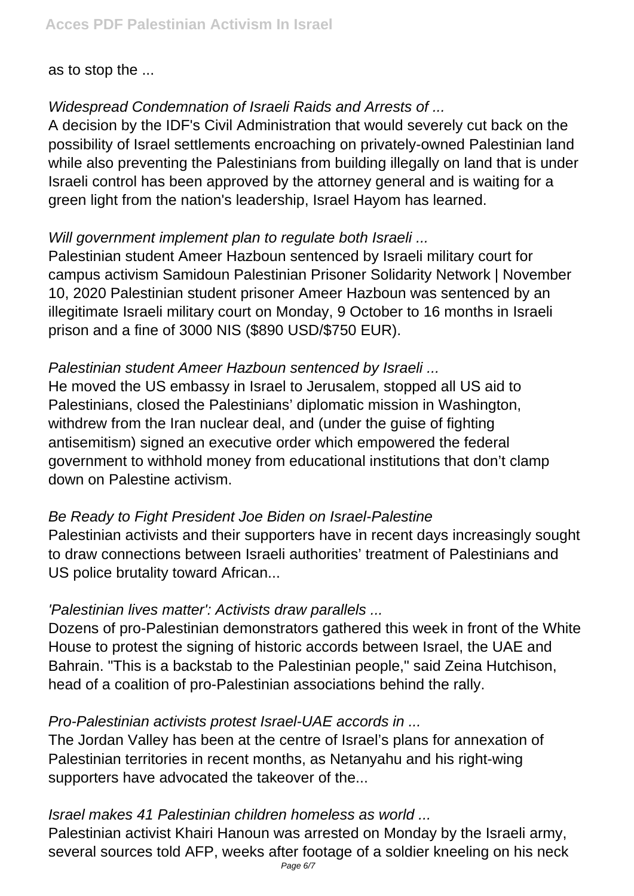as to stop the ...

*Widespread Condemnation of Israeli Raids and Arrests of ...*

A decision by the IDF's Civil Administration that would severely cut back on the possibility of Israel settlements encroaching on privately-owned Palestinian land while also preventing the Palestinians from building illegally on land that is under Israeli control has been approved by the attorney general and is waiting for a green light from the nation's leadership, Israel Hayom has learned.

*Will government implement plan to regulate both Israeli ...*

Palestinian student Ameer Hazboun sentenced by Israeli military court for campus activism Samidoun Palestinian Prisoner Solidarity Network | November 10, 2020 Palestinian student prisoner Ameer Hazboun was sentenced by an illegitimate Israeli military court on Monday, 9 October to 16 months in Israeli prison and a fine of 3000 NIS ($890 USD/$750 EUR).

*Palestinian student Ameer Hazboun sentenced by Israeli ...*

He moved the US embassy in Israel to Jerusalem, stopped all US aid to Palestinians, closed the Palestinians' diplomatic mission in Washington, withdrew from the Iran nuclear deal, and (under the guise of fighting antisemitism) signed an executive order which empowered the federal government to withhold money from educational institutions that don't clamp down on Palestine activism.

*Be Ready to Fight President Joe Biden on Israel-Palestine*

Palestinian activists and their supporters have in recent days increasingly sought to draw connections between Israeli authorities' treatment of Palestinians and US police brutality toward African...

*'Palestinian lives matter': Activists draw parallels ...*

Dozens of pro-Palestinian demonstrators gathered this week in front of the White House to protest the signing of historic accords between Israel, the UAE and Bahrain. "This is a backstab to the Palestinian people," said Zeina Hutchison, head of a coalition of pro-Palestinian associations behind the rally.

*Pro-Palestinian activists protest Israel-UAE accords in ...*

The Jordan Valley has been at the centre of Israel's plans for annexation of Palestinian territories in recent months, as Netanyahu and his right-wing supporters have advocated the takeover of the...

*Israel makes 41 Palestinian children homeless as world ...*

Palestinian activist Khairi Hanoun was arrested on Monday by the Israeli army, several sources told AFP, weeks after footage of a soldier kneeling on his neck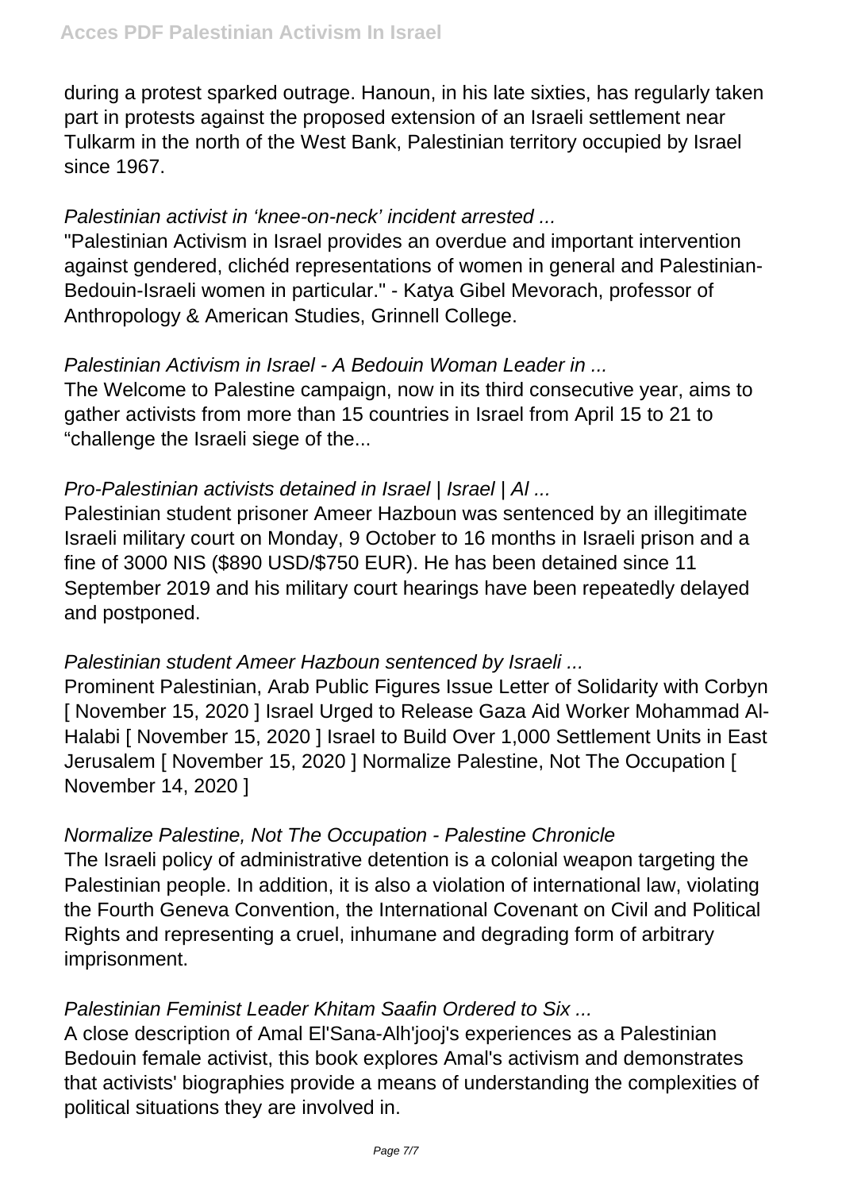during a protest sparked outrage. Hanoun, in his late sixties, has regularly taken part in protests against the proposed extension of an Israeli settlement near Tulkarm in the north of the West Bank, Palestinian territory occupied by Israel since 1967.

*Palestinian activist in 'knee-on-neck' incident arrested ...*

"Palestinian Activism in Israel provides an overdue and important intervention against gendered, clichéd representations of women in general and Palestinian-Bedouin-Israeli women in particular." - Katya Gibel Mevorach, professor of Anthropology & American Studies, Grinnell College.

*Palestinian Activism in Israel - A Bedouin Woman Leader in ...*

The Welcome to Palestine campaign, now in its third consecutive year, aims to gather activists from more than 15 countries in Israel from April 15 to 21 to "challenge the Israeli siege of the...

*Pro-Palestinian activists detained in Israel | Israel | Al ...*

Palestinian student prisoner Ameer Hazboun was sentenced by an illegitimate Israeli military court on Monday, 9 October to 16 months in Israeli prison and a fine of 3000 NIS ($890 USD/$750 EUR). He has been detained since 11 September 2019 and his military court hearings have been repeatedly delayed and postponed.

*Palestinian student Ameer Hazboun sentenced by Israeli ...*

Prominent Palestinian, Arab Public Figures Issue Letter of Solidarity with Corbyn [ November 15, 2020 ] Israel Urged to Release Gaza Aid Worker Mohammad Al-Halabi [ November 15, 2020 ] Israel to Build Over 1,000 Settlement Units in East Jerusalem [ November 15, 2020 ] Normalize Palestine, Not The Occupation [ November 14, 2020 ]

*Normalize Palestine, Not The Occupation - Palestine Chronicle*

The Israeli policy of administrative detention is a colonial weapon targeting the Palestinian people. In addition, it is also a violation of international law, violating the Fourth Geneva Convention, the International Covenant on Civil and Political Rights and representing a cruel, inhumane and degrading form of arbitrary imprisonment.

*Palestinian Feminist Leader Khitam Saafin Ordered to Six ...*

A close description of Amal El'Sana-Alh'jooj's experiences as a Palestinian Bedouin female activist, this book explores Amal's activism and demonstrates that activists' biographies provide a means of understanding the complexities of political situations they are involved in.